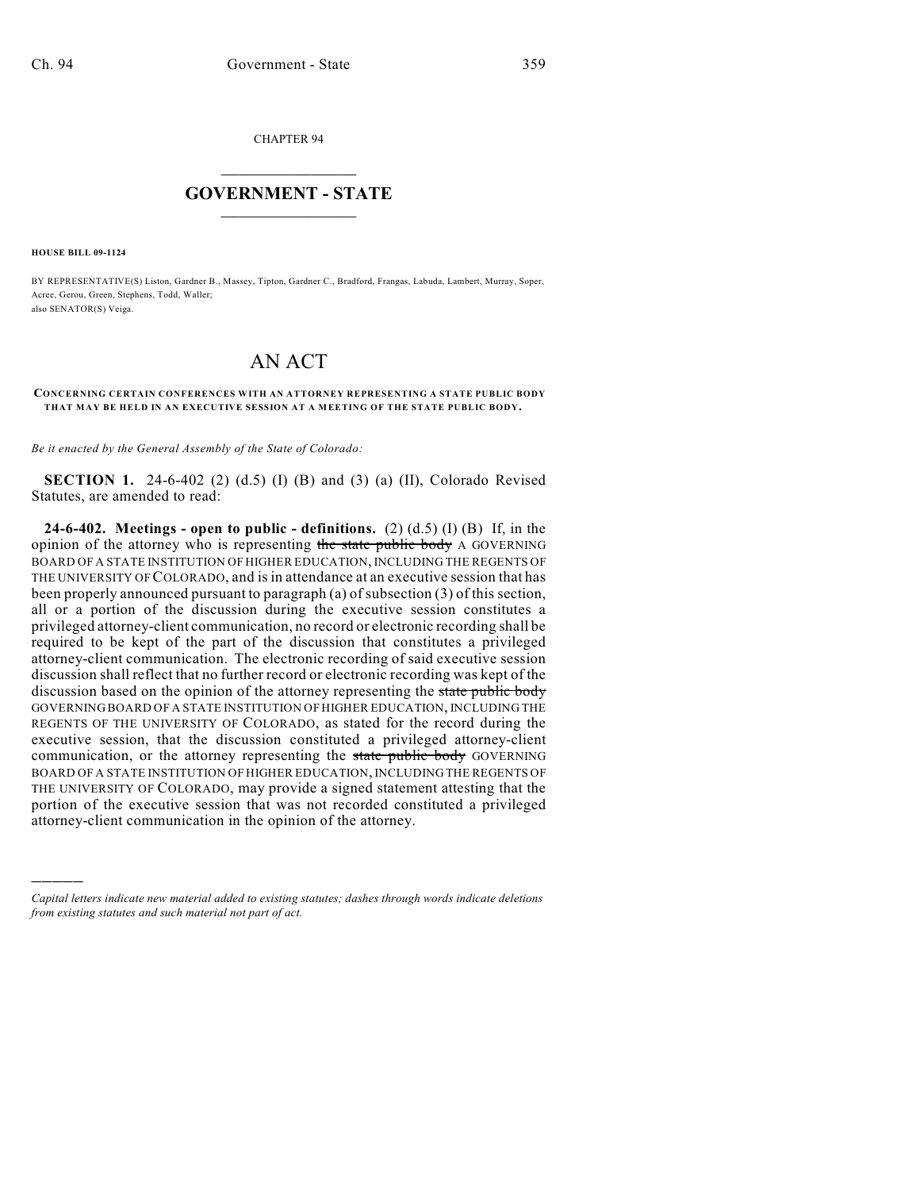CHAPTER 94

# GOVERNMENT - STATE

**HOUSE BILL 09-1124**

BY REPRESENTATIVE(S) Liston, Gardner B., Massey, Tipton, Gardner C., Bradford, Frangas, Labuda, Lambert, Murray, Soper, Acree, Gerou, Green, Stephens, Todd, Waller;
also SENATOR(S) Veiga.

# AN ACT

**CONCERNING CERTAIN CONFERENCES WITH AN ATTORNEY REPRESENTING A STATE PUBLIC BODY THAT MAY BE HELD IN AN EXECUTIVE SESSION AT A MEETING OF THE STATE PUBLIC BODY.**

*Be it enacted by the General Assembly of the State of Colorado:*

**SECTION 1.** 24-6-402 (2) (d.5) (I) (B) and (3) (a) (II), Colorado Revised Statutes, are amended to read:

**24-6-402. Meetings - open to public - definitions.** (2) (d.5) (I) (B) If, in the opinion of the attorney who is representing ~~the state public body~~ A GOVERNING BOARD OF A STATE INSTITUTION OF HIGHER EDUCATION, INCLUDING THE REGENTS OF THE UNIVERSITY OF COLORADO, and is in attendance at an executive session that has been properly announced pursuant to paragraph (a) of subsection (3) of this section, all or a portion of the discussion during the executive session constitutes a privileged attorney-client communication, no record or electronic recording shall be required to be kept of the part of the discussion that constitutes a privileged attorney-client communication. The electronic recording of said executive session discussion shall reflect that no further record or electronic recording was kept of the discussion based on the opinion of the attorney representing the ~~state public body~~ GOVERNING BOARD OF A STATE INSTITUTION OF HIGHER EDUCATION, INCLUDING THE REGENTS OF THE UNIVERSITY OF COLORADO, as stated for the record during the executive session, that the discussion constituted a privileged attorney-client communication, or the attorney representing the ~~state public body~~ GOVERNING BOARD OF A STATE INSTITUTION OF HIGHER EDUCATION, INCLUDING THE REGENTS OF THE UNIVERSITY OF COLORADO, may provide a signed statement attesting that the portion of the executive session that was not recorded constituted a privileged attorney-client communication in the opinion of the attorney.

---

*Capital letters indicate new material added to existing statutes; dashes through words indicate deletions from existing statutes and such material not part of act.*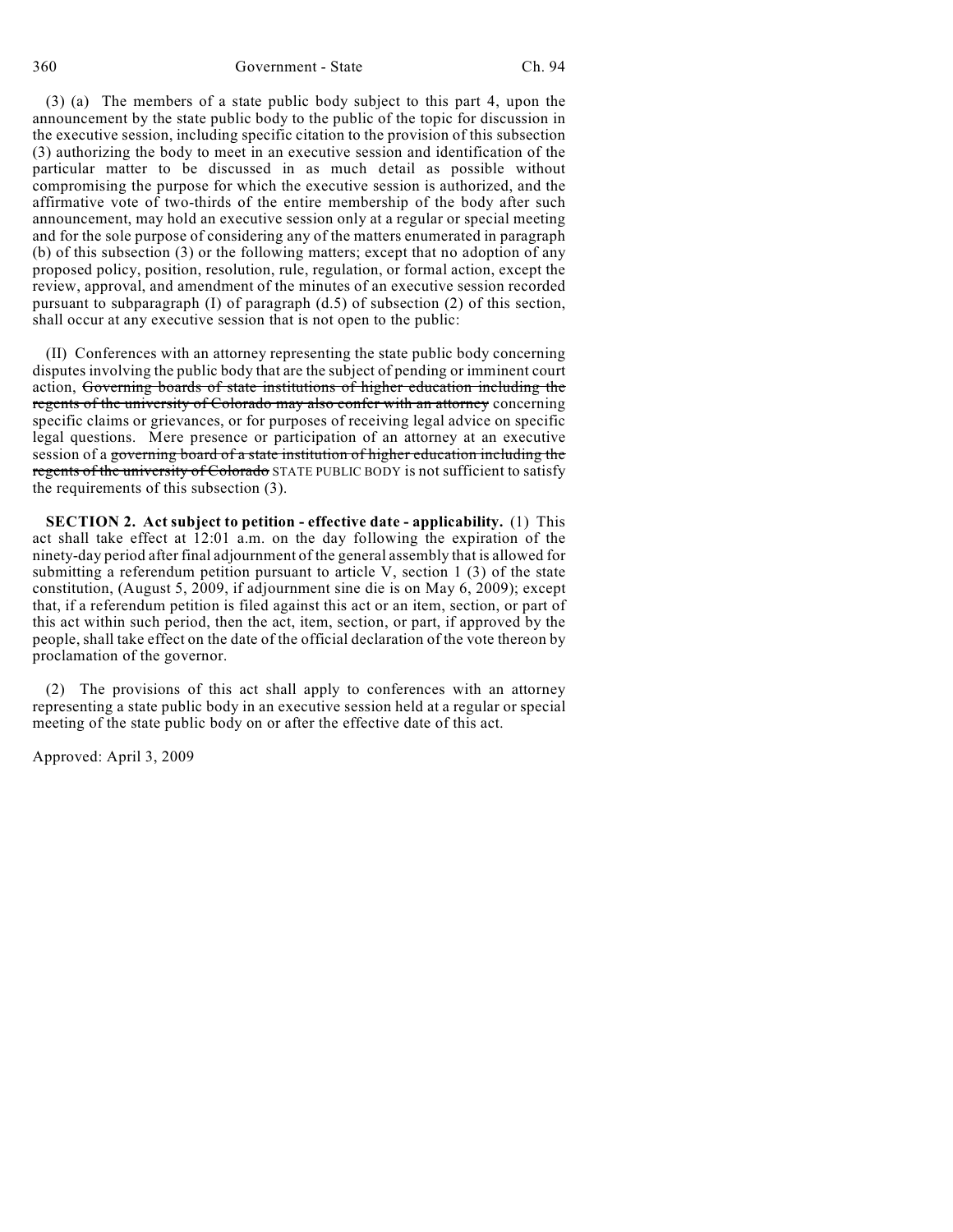(3) (a) The members of a state public body subject to this part 4, upon the announcement by the state public body to the public of the topic for discussion in the executive session, including specific citation to the provision of this subsection (3) authorizing the body to meet in an executive session and identification of the particular matter to be discussed in as much detail as possible without compromising the purpose for which the executive session is authorized, and the affirmative vote of two-thirds of the entire membership of the body after such announcement, may hold an executive session only at a regular or special meeting and for the sole purpose of considering any of the matters enumerated in paragraph (b) of this subsection (3) or the following matters; except that no adoption of any proposed policy, position, resolution, rule, regulation, or formal action, except the review, approval, and amendment of the minutes of an executive session recorded pursuant to subparagraph (I) of paragraph (d.5) of subsection (2) of this section, shall occur at any executive session that is not open to the public:

(II) Conferences with an attorney representing the state public body concerning disputes involving the public body that are the subject of pending or imminent court action, ~~Governing boards of state institutions of higher education including the regents of the university of Colorado may also confer with an attorney~~ concerning specific claims or grievances, or for purposes of receiving legal advice on specific legal questions. Mere presence or participation of an attorney at an executive session of a ~~governing board of a state institution of higher education including the regents of the university of Colorado~~ STATE PUBLIC BODY is not sufficient to satisfy the requirements of this subsection (3).

**SECTION 2. Act subject to petition - effective date - applicability.** (1) This act shall take effect at 12:01 a.m. on the day following the expiration of the ninety-day period after final adjournment of the general assembly that is allowed for submitting a referendum petition pursuant to article V, section 1 (3) of the state constitution, (August 5, 2009, if adjournment sine die is on May 6, 2009); except that, if a referendum petition is filed against this act or an item, section, or part of this act within such period, then the act, item, section, or part, if approved by the people, shall take effect on the date of the official declaration of the vote thereon by proclamation of the governor.

(2) The provisions of this act shall apply to conferences with an attorney representing a state public body in an executive session held at a regular or special meeting of the state public body on or after the effective date of this act.

Approved: April 3, 2009